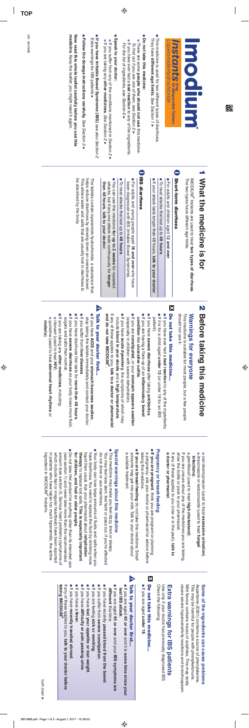# Imodium®

## Instants 2mg Orodispersible Tablets

*Loperamide Hydrochloride*

- This medicine is used for two different types of diarrhoea. They have **different age limits**. *See Section 1* ▶
- **Do not take this medicine:**
  - There are some **people who should not use** this medicine. *To find out if you are one of them, see Section 2* ▶
  - If you have ever had **a bad reaction** to any of the ingredients. *For the list of ingredients, see Section 6* ▶
- **Speak to your doctor:**
  - If you suffer from any of the conditions mentioned in *Section 2* ▶
  - If you are taking any **other medicines**. *See Section 2* ▶
- **If you have Irritable Bowel Syndrome (IBS)** *see also Section 2* Extra warnings for IBS patients ▶
- **Follow the dosage instructions carefully.** *See Section 3* ▶

**Now read this whole leaflet carefully before you use this medicine.** Keep the leaflet: you might need it again.

# 1 What the medicine is for

IMODIUM® Instants are used to treat **two types of diarrhoea**. The two types have different age limits.

### Short-term diarrhoea

- For adults and children aged **12 and over**.
- To treat attacks that last up to **48 hours**.
- If your attack lasts longer than 48 hours, **talk to your doctor**.

### IBS diarrhoea

- For adults and young people aged **18 and over** who have been diagnosed with IBS (Irritable Bowel Syndrome).
- To treat attacks that last up to **48 hours**.
- You can use this medicine **for up to 2 weeks** for repeated attacks, but if any one attack lasts continuously for **longer than 48 hours**, **talk to your doctor**.

The tablets contain *loperamide hydrochloride*, a substance that helps reduce diarrhoea by slowing down an overactive bowel. This allows water and salts that are usually lost in diarrhoea to be absorbed by the body.

# 2 Before taking this medicine

## Warnings for everyone

This medicine is suitable for most people, but a few people should not use it.

### Do not take this medicine...

- If you have ever had **a bad reaction** to any of the ingredients.
- If it is for a child **aged under 12** (or under 18 for an IBS patient).
- If you have **severe diarrhoea** after taking **antibiotics**.
- If you are having a flare-up of an **inflammatory bowel condition like ulcerative colitis**.
- If you are **constipated**, or your **stomach appears swollen** (especially in children with severe dehydration).
- If you have **acute dysentery**, the symptoms of which may include **blood in your stools** and a **high temperature**.

If any of these applies to you, **talk to a doctor or pharmacist and do not take IMODIUM®**.

### Talk to your doctor first...

- If you have **AIDS** and your **stomach becomes swollen**, stop taking the tablets immediately and contact your doctor.
- If you suffer from **liver disease**.
- If you have diarrhoea that lasts for **more than 48 hours**.
- If you have **severe diarrhoea** as your body loses more fluid, sugars and salts than normal.
- If you are taking **any other medicines**, including:
  - *ritonavir* (used to treat HIV)
  - *quinidine* (used to treat **abnormal heart rhythms** or **malaria**)
  - *oral desmopressin* (used to treat **excessive urination**)
  - *itraconazole* or *ketoconazole* (used to treat **fungal infections**)
  - *gemfibrozil* (used to treat **high cholesterol**).

If you are unsure about any of the medicines you are taking, show the bottle or pack to your pharmacist.

If any of these applies to you (now or in the past), **talk to a doctor or pharmacist**.

## Pregnancy or breast-feeding

- **If you are pregnant**, think you are pregnant or planning a pregnancy, ask your doctor or pharmacist for advice before taking this medicine.
- **If you are breast-feeding** do not take this medicine. Small amounts may get into your milk. Talk to your doctor about a suitable treatment.

## Special warnings about this medicine

- This medicine may make you feel dizzy, tired or sleepy. You may feel less alert, feel faint or pass out. If you're affected do not drive or use machines.
- Your body can lose large amounts of fluids and salts when you have diarrhoea. You need to replace the fluid by drinking more liquid than usual. Ask your pharmacist about **rehydration therapy** to replace lost salts. **This is especially important for children, and frail or older people.**
- Do not take this product for anything other than its intended use (see section 1) and never take more than the recommended amount (see section 3). Serious heart problems (symptoms of which include fast or irregular heartbeat) have been reported in patients who have taken too much loperamide, the active ingredient in IMODIUM® Instants.

## Some of the ingredients can cause problems

Aspartame (E951) contains a source of phenylalanine. This may be harmful for people with phenylketonuria. Mint flavour contains traces of sulphites. This may rarely cause severe hypersensitivity reactions and bronchospasm.

## Extra warnings for IBS patients

Use only if your doctor has previously diagnosed IBS. Check the following:

### Do not take this medicine...

- If you are aged **under 18**.

### Talk to your doctor first...

- If you are aged **40 or over** and it is **some time since your last IBS attack**.
- If you are aged **40 or over** and your **IBS symptoms are different** this time.
- If you have recently **passed blood from the bowel**.
- If you suffer from **severe constipation**.
- If you are feeling **sick or vomiting**.
- If you have **lost your appetite or lost weight**.
- If you have **difficulty or pain passing urine**.
- If you have a **fever**.
- If you have **recently travelled abroad**.

If any of these applies to you, **talk to your doctor before taking IMODIUM®**.

turn over ▶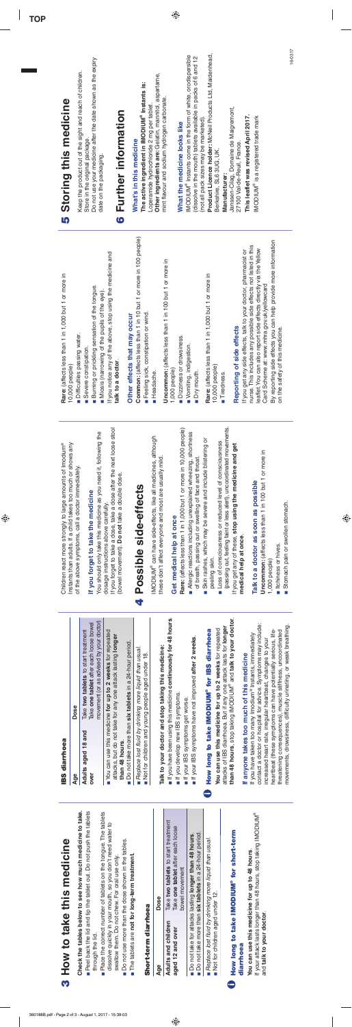## 3 How to take this medicine

**Check the tables below to see how much medicine to take.**

- Peel back the lid and tip the tablet out. Do not push the tablets through the lid.
- Place the correct number of tablets on the tongue. The tablets dissolve quickly in your mouth, so you don't need water to swallow them. Do not chew. For oral use only.
- Do not use more than the dose shown in the tables.
- The tablets are **not for long-term treatment**.

### Short-term diarrhoea

| Age | Dose |
| --- | --- |
| Adults and children aged 12 and over | **Take two tablets** to start treatment **Take one tablet** after each loose bowel movement |

- Do not take for attacks lasting **longer than 48 hours**.
- Do not take more than **six tablets** in a 24-hour period.
- *Replace lost fluid by drinking more liquid than usual.*
- Not for children aged under 12.

### How long to take IMODIUM® for short-term diarrhoea

**You can use this medicine for up to 48 hours.**
If your attack lasts longer than 48 hours, stop taking IMODIUM® and **talk to your doctor**.

### IBS diarrhoea

| Age | Dose |
| --- | --- |
| Adults aged 18 and over | Take **two tablets** to start treatment **Take one tablet** after each loose bowel movement (or as advised by your doctor) |

- You can use this medicine for **up to 2 weeks** for repeated attacks, but do not take for any one attack lasting **longer than 48 hours**.
- Do not take more than **six tablets** in a 24-hour period.
- *Replace lost fluid by drinking more liquid than usual.*
- Not for children and young people under 18.

**Talk to your doctor and stop taking this medicine:**

- If you have been using this medicine **continuously for 48 hours**.
- If you develop new IBS symptoms.
- If your IBS symptoms get worse.
- If your IBS symptoms have not improved **after 2 weeks**.

### How long to take IMODIUM® for IBS diarrhoea

**You can use this medicine for up to 2 weeks** for repeated attacks of IBS diarrhoea. But if any one attack lasts for **longer than 48 hours**, stop taking IMODIUM® and **talk to your doctor**.

### If anyone takes too much of this medicine

If you have taken too many Imodium® Instants, immediately contact a doctor or hospital for advice. Symptoms may include: increased heart rate, irregular heartbeat, changes to your heartbeat (these symptoms can have potentially serious, life-threatening consequences), muscle stiffness, uncoordinated movements, drowsiness, difficulty urinating, or weak breathing.

Children react more strongly to large amounts of Imodium® Instants than adults. If a child takes too much or shows any of the above symptoms, call a doctor immediately.

### If you forget to take the medicine

You should only take this medicine as you need it, following the dosage instructions above carefully.
If you forget to take a dose, take a dose after the next loose stool (bowel movement). **Do not** take a double dose.

## 4 Possible side-effects

IMODIUM® can have side-effects, like all medicines, although these don't affect everyone and most are usually mild.

### Get medical help at once

**Rare:** (affects less than 1 in 1,000 but 1 or more in 10,000 people)

- Allergic reactions including unexplained wheezing, shortness of breath, passing out or swelling of face and throat.
- Skin rashes, which may be severe and include blistering or peeling skin.
- Loss of consciousness or reduced level of consciousness (passing out, feeling faint or less alert), uncoordinated movements.

If you get any of these, **stop using the medicine and get medical help at once**.

### Talk to a doctor as soon as possible

**Uncommon:** (affects less than 1 in 100 but 1 or more in 1,000 people)

- Itchiness or hives.
- Stomach pain or swollen stomach.

**Rare:** (affects less than 1 in 1,000 but 1 or more in 10,000 people)

- Difficulties passing water.
- Severe constipation.
- Burning or prickling sensation of the tongue.
- Miosis (narrowing of the pupils of the eye).

If you notice any of the above, stop using the medicine and **talk to a doctor**.

### Other effects that may occur

**Common:** (affects less than 1 in 10 but 1 or more in 100 people)

- Feeling sick, constipation or wind.
- Headache.

**Uncommon:** (affects less than 1 in 100 but 1 or more in 1,000 people)

- Dizziness or drowsiness.
- Vomiting, indigestion.
- Dry mouth.

**Rare:** (affects less than 1 in 1,000 but 1 or more in 10,000 people)

- Tiredness.

### Reporting of side effects

If you get any side effects, talk to your doctor, pharmacist or nurse. This includes any possible side effects not listed in this leaflet. You can also report side effects directly via the Yellow Card Scheme at: www.mhra.gov.uk/yellowcard
By reporting side effects you can help provide more information on the safety of this medicine.

## 5 Storing this medicine

Keep the product out of the sight and reach of children.
Store in the original package.
Do not use your medicine after the date shown as the expiry date on the packaging.

## 6 Further information

### What's in this medicine

**The active ingredient in IMODIUM® Instants is:** Loperamide hydrochloride 2 mg per tablet.
**Other ingredients are:** Gelatin, mannitol, aspartame, mint flavour and sodium hydrogen carbonate.

### What the medicine looks like

IMODIUM® Instants come in the form of white, orodispersible (dissolve in the mouth) tablets available in packs of 6 and 12 (not all pack sizes may be marketed).
**Product Licence holder:** McNeil Products Ltd, Maidenhead, Berkshire, SL6 3UG, UK.
**Manufacturer:**
Janssen-Cilag, Domaine de Maigremont, 27100 Val-de-Reuil, France.
**This leaflet was revised April 2017.**
IMODIUM® is a registered trade mark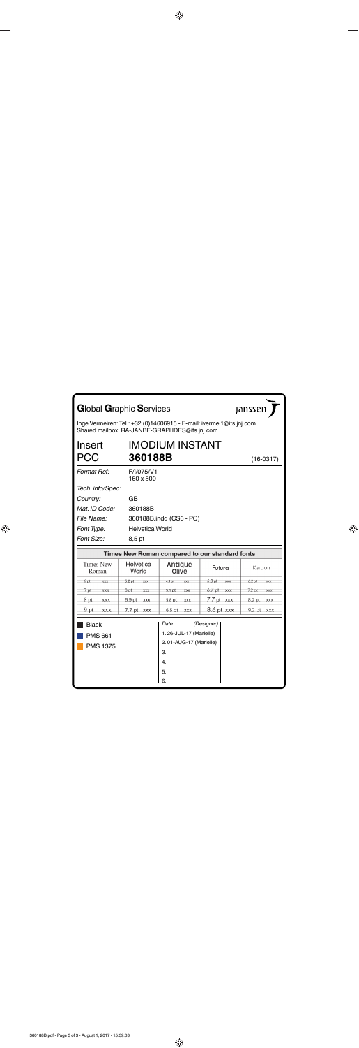**G**lobal **G**raphic **S**ervices

janssen

Inge Vermeiren: Tel.: +32 (0)14606915 - E-mail: ivermei1@its.jnj.com
Shared mailbox: RA-JANBE-GRAPHDES@its.jnj.com

# Insert PCC

# IMODIUM INSTANT **360188B** (16-0317)

| | |
|---|---|
| *Format Ref:* | F/I/075/V1 160 x 500 |
| *Tech. info/Spec:* | |
| *Country:* | GB |
| *Mat. ID Code:* | 360188B |
| *File Name:* | 360188B.indd (CS6 - PC) |
| *Font Type:* | Helvetica World |
| *Font Size:* | 8,5 pt |

**Times New Roman compared to our standard fonts**

| Times New Roman | Helvetica World | Antique Olive | Futura | Karbon |
|---|---|---|---|---|
| 6 pt xxx | 5.2 pt xxx | 4.9 pt xxx | 5.8 pt xxx | 6.2 pt xxx |
| 7 pt xxx | 6 pt xxx | 5.1 pt xxx | 6.7 pt xxx | 7.2 pt xxx |
| 8 pt xxx | 6.9 pt xxx | 5.8 pt xxx | 7.7 pt xxx | 8.2 pt xxx |
| 9 pt xxx | 7.7 pt xxx | 6.5 pt xxx | 8.6 pt xxx | 9.2 pt xxx |

- Black
- PMS 661
- PMS 1375

| *Date* | *(Designer)* |
|---|---|
| 1. 26-JUL-17 (Marielle) | |
| 2. 01-AUG-17 (Marielle) | |
| 3. | |
| 4. | |
| 5. | |
| 6. | |